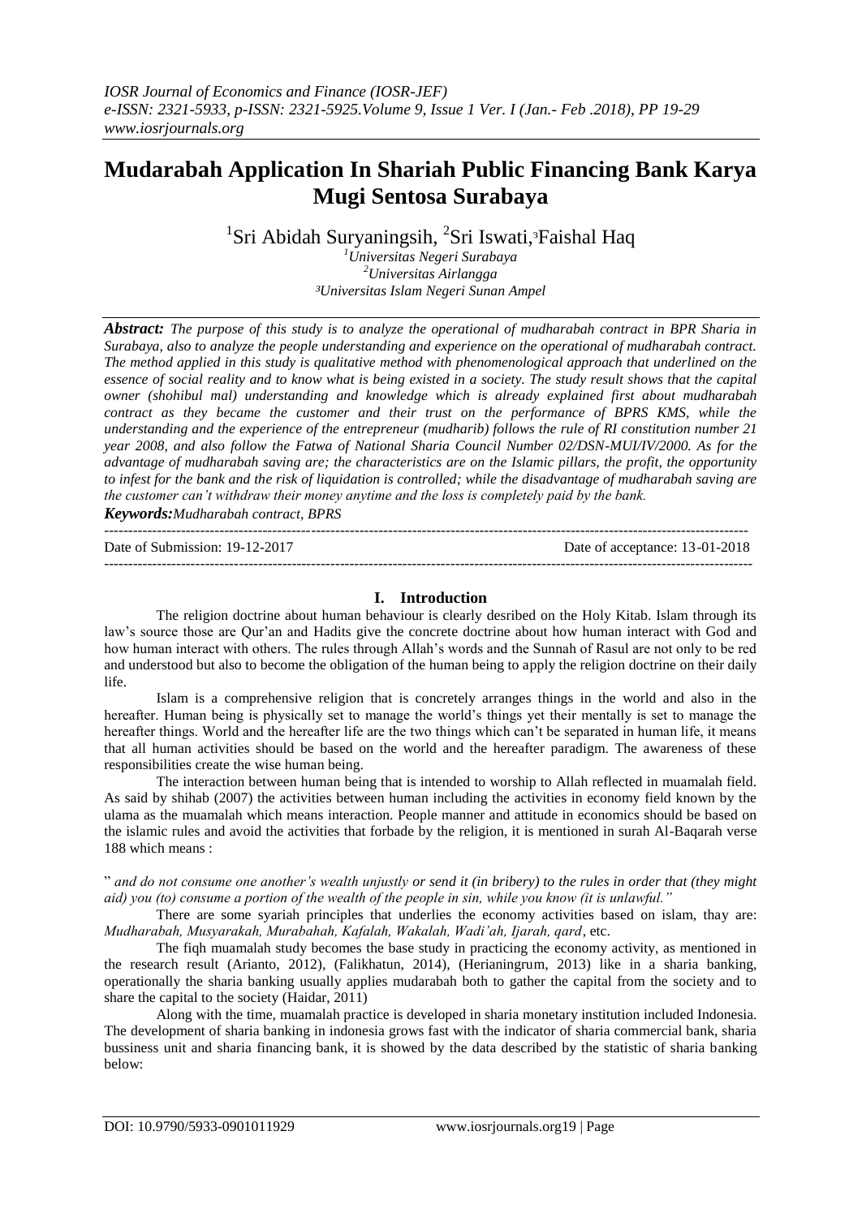# Mudarabah Application In Shariah Public Financing Bank Karya Mugi Sentosa Surabaya

[1]Sri Abidah Suryaningsih, [2]Sri Iswati,[3]Faishal Haq

[1]Universitas Negeri Surabaya
[2]Universitas Airlangga
[3]Universitas Islam Negeri Sunan Ampel

***Abstract:*** *The purpose of this study is to analyze the operational of mudharabah contract in BPR Sharia in Surabaya, also to analyze the people understanding and experience on the operational of mudharabah contract. The method applied in this study is qualitative method with phenomenological approach that underlined on the essence of social reality and to know what is being existed in a society. The study result shows that the capital owner (shohibul mal) understanding and knowledge which is already explained first about mudharabah contract as they became the customer and their trust on the performance of BPRS KMS, while the understanding and the experience of the entrepreneur (mudharib) follows the rule of RI constitution number 21 year 2008, and also follow the Fatwa of National Sharia Council Number 02/DSN-MUI/IV/2000. As for the advantage of mudharabah saving are; the characteristics are on the Islamic pillars, the profit, the opportunity to infest for the bank and the risk of liquidation is controlled; while the disadvantage of mudharabah saving are the customer can't withdraw their money anytime and the loss is completely paid by the bank.*

***Keywords:*** *Mudharabah contract, BPRS*

Date of Submission: 19-12-2017 | Date of acceptance: 13-01-2018

## I. Introduction

The religion doctrine about human behaviour is clearly desribed on the Holy Kitab. Islam through its law's source those are Qur'an and Hadits give the concrete doctrine about how human interact with God and how human interact with others. The rules through Allah's words and the Sunnah of Rasul are not only to be red and understood but also to become the obligation of the human being to apply the religion doctrine on their daily life.

Islam is a comprehensive religion that is concretely arranges things in the world and also in the hereafter. Human being is physically set to manage the world's things yet their mentally is set to manage the hereafter things. World and the hereafter life are the two things which can't be separated in human life, it means that all human activities should be based on the world and the hereafter paradigm. The awareness of these responsibilities create the wise human being.

The interaction between human being that is intended to worship to Allah reflected in muamalah field. As said by shihab (2007) the activities between human including the activities in economy field known by the ulama as the muamalah which means interaction. People manner and attitude in economics should be based on the islamic rules and avoid the activities that forbade by the religion, it is mentioned in surah Al-Baqarah verse 188 which means :

" *and do not consume one another's wealth unjustly or send it (in bribery) to the rules in order that (they might aid) you (to) consume a portion of the wealth of the people in sin, while you know (it is unlawful."*

There are some syariah principles that underlies the economy activities based on islam, thay are: *Mudharabah, Musyarakah, Murabahah, Kafalah, Wakalah, Wadi'ah, Ijarah, qard*, etc.

The fiqh muamalah study becomes the base study in practicing the economy activity, as mentioned in the research result (Arianto, 2012), (Falikhatun, 2014), (Herianingrum, 2013) like in a sharia banking, operationally the sharia banking usually applies mudarabah both to gather the capital from the society and to share the capital to the society (Haidar, 2011)

Along with the time, muamalah practice is developed in sharia monetary institution included Indonesia. The development of sharia banking in indonesia grows fast with the indicator of sharia commercial bank, sharia bussiness unit and sharia financing bank, it is showed by the data described by the statistic of sharia banking below: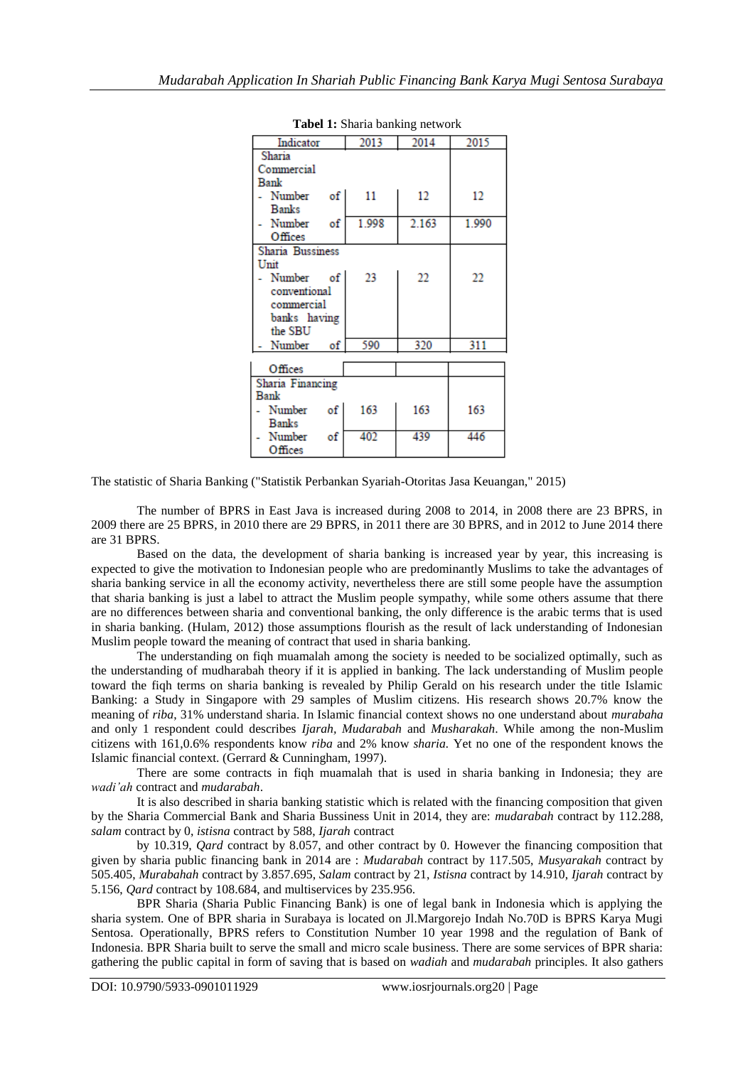**Tabel 1:** Sharia banking network

| Indicator | 2013 | 2014 | 2015 |
|---|---|---|---|
| Sharia Commercial Bank | | | |
| - Number of Banks | 11 | 12 | 12 |
| - Number of Offices | 1.998 | 2.163 | 1.990 |
| Sharia Bussiness Unit | | | |
| - Number of conventional commercial banks having the SBU | 23 | 22 | 22 |
| - Number of Offices | 590 | 320 | 311 |
| Sharia Financing Bank | | | |
| - Number of Banks | 163 | 163 | 163 |
| - Number of Offices | 402 | 439 | 446 |

The statistic of Sharia Banking ("Statistik Perbankan Syariah-Otoritas Jasa Keuangan," 2015)

The number of BPRS in East Java is increased during 2008 to 2014, in 2008 there are 23 BPRS, in 2009 there are 25 BPRS, in 2010 there are 29 BPRS, in 2011 there are 30 BPRS, and in 2012 to June 2014 there are 31 BPRS.

Based on the data, the development of sharia banking is increased year by year, this increasing is expected to give the motivation to Indonesian people who are predominantly Muslims to take the advantages of sharia banking service in all the economy activity, nevertheless there are still some people have the assumption that sharia banking is just a label to attract the Muslim people sympathy, while some others assume that there are no differences between sharia and conventional banking, the only difference is the arabic terms that is used in sharia banking. (Hulam, 2012) those assumptions flourish as the result of lack understanding of Indonesian Muslim people toward the meaning of contract that used in sharia banking.

The understanding on fiqh muamalah among the society is needed to be socialized optimally, such as the understanding of mudharabah theory if it is applied in banking. The lack understanding of Muslim people toward the fiqh terms on sharia banking is revealed by Philip Gerald on his research under the title Islamic Banking: a Study in Singapore with 29 samples of Muslim citizens. His research shows 20.7% know the meaning of *riba*, 31% understand sharia. In Islamic financial context shows no one understand about *murabaha* and only 1 respondent could describes *Ijarah, Mudarabah* and *Musharakah*. While among the non-Muslim citizens with 161,0.6% respondents know *riba* and 2% know *sharia.* Yet no one of the respondent knows the Islamic financial context. (Gerrard & Cunningham, 1997).

There are some contracts in fiqh muamalah that is used in sharia banking in Indonesia; they are *wadi'ah* contract and *mudarabah*.

It is also described in sharia banking statistic which is related with the financing composition that given by the Sharia Commercial Bank and Sharia Bussiness Unit in 2014, they are: *mudarabah* contract by 112.288, *salam* contract by 0, *istisna* contract by 588, *Ijarah* contract

by 10.319, *Qard* contract by 8.057, and other contract by 0. However the financing composition that given by sharia public financing bank in 2014 are : *Mudarabah* contract by 117.505, *Musyarakah* contract by 505.405, *Murabahah* contract by 3.857.695, *Salam* contract by 21, *Istisna* contract by 14.910, *Ijarah* contract by 5.156, *Qard* contract by 108.684, and multiservices by 235.956.

BPR Sharia (Sharia Public Financing Bank) is one of legal bank in Indonesia which is applying the sharia system. One of BPR sharia in Surabaya is located on Jl.Margorejo Indah No.70D is BPRS Karya Mugi Sentosa. Operationally, BPRS refers to Constitution Number 10 year 1998 and the regulation of Bank of Indonesia. BPR Sharia built to serve the small and micro scale business. There are some services of BPR sharia: gathering the public capital in form of saving that is based on *wadiah* and *mudarabah* principles. It also gathers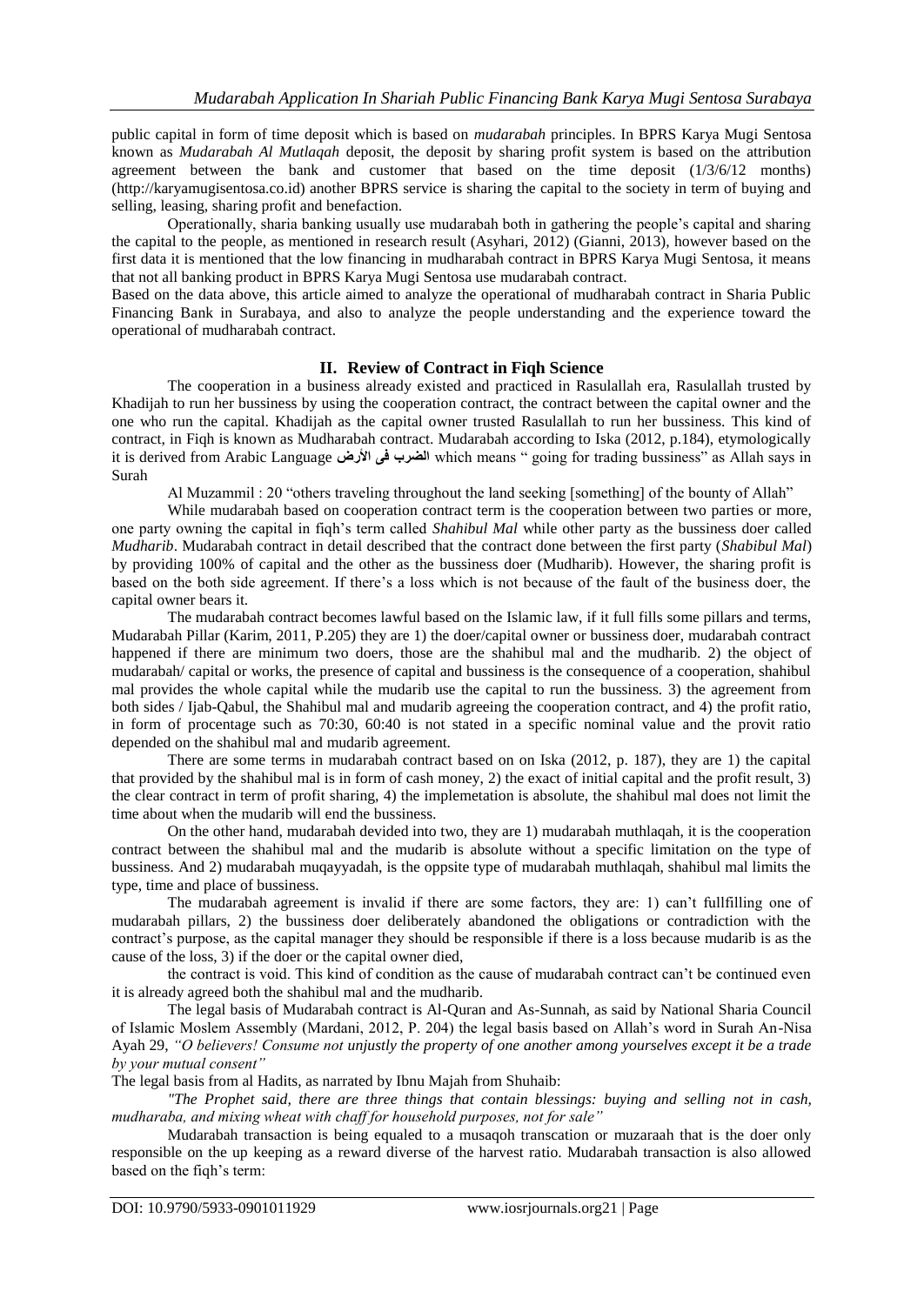public capital in form of time deposit which is based on *mudarabah* principles. In BPRS Karya Mugi Sentosa known as *Mudarabah Al Mutlaqah* deposit, the deposit by sharing profit system is based on the attribution agreement between the bank and customer that based on the time deposit (1/3/6/12 months) (http://karyamugisentosa.co.id) another BPRS service is sharing the capital to the society in term of buying and selling, leasing, sharing profit and benefaction.

Operationally, sharia banking usually use mudarabah both in gathering the people's capital and sharing the capital to the people, as mentioned in research result (Asyhari, 2012) (Gianni, 2013), however based on the first data it is mentioned that the low financing in mudharabah contract in BPRS Karya Mugi Sentosa, it means that not all banking product in BPRS Karya Mugi Sentosa use mudarabah contract.

Based on the data above, this article aimed to analyze the operational of mudharabah contract in Sharia Public Financing Bank in Surabaya, and also to analyze the people understanding and the experience toward the operational of mudharabah contract.

## II. Review of Contract in Fiqh Science

The cooperation in a business already existed and practiced in Rasulallah era, Rasulallah trusted by Khadijah to run her bussiness by using the cooperation contract, the contract between the capital owner and the one who run the capital. Khadijah as the capital owner trusted Rasulallah to run her bussiness. This kind of contract, in Fiqh is known as Mudharabah contract. Mudarabah according to Iska (2012, p.184), etymologically it is derived from Arabic Language **الضرب فى الأرض** which means " going for trading bussiness" as Allah says in Surah

Al Muzammil : 20 "others traveling throughout the land seeking [something] of the bounty of Allah"

While mudarabah based on cooperation contract term is the cooperation between two parties or more, one party owning the capital in fiqh's term called *Shahibul Mal* while other party as the bussiness doer called *Mudharib*. Mudarabah contract in detail described that the contract done between the first party (*Shabibul Mal*) by providing 100% of capital and the other as the bussiness doer (Mudharib). However, the sharing profit is based on the both side agreement. If there's a loss which is not because of the fault of the business doer, the capital owner bears it.

The mudarabah contract becomes lawful based on the Islamic law, if it full fills some pillars and terms, Mudarabah Pillar (Karim, 2011, P.205) they are 1) the doer/capital owner or bussiness doer, mudarabah contract happened if there are minimum two doers, those are the shahibul mal and the mudharib. 2) the object of mudarabah/ capital or works, the presence of capital and bussiness is the consequence of a cooperation, shahibul mal provides the whole capital while the mudarib use the capital to run the bussiness. 3) the agreement from both sides / Ijab-Qabul, the Shahibul mal and mudarib agreeing the cooperation contract, and 4) the profit ratio, in form of procentage such as 70:30, 60:40 is not stated in a specific nominal value and the provit ratio depended on the shahibul mal and mudarib agreement.

There are some terms in mudarabah contract based on on Iska (2012, p. 187), they are 1) the capital that provided by the shahibul mal is in form of cash money, 2) the exact of initial capital and the profit result, 3) the clear contract in term of profit sharing, 4) the implemetation is absolute, the shahibul mal does not limit the time about when the mudarib will end the bussiness.

On the other hand, mudarabah devided into two, they are 1) mudarabah muthlaqah, it is the cooperation contract between the shahibul mal and the mudarib is absolute without a specific limitation on the type of bussiness. And 2) mudarabah muqayyadah, is the oppsite type of mudarabah muthlaqah, shahibul mal limits the type, time and place of bussiness.

The mudarabah agreement is invalid if there are some factors, they are: 1) can't fullfilling one of mudarabah pillars, 2) the bussiness doer deliberately abandoned the obligations or contradiction with the contract's purpose, as the capital manager they should be responsible if there is a loss because mudarib is as the cause of the loss, 3) if the doer or the capital owner died,

the contract is void. This kind of condition as the cause of mudarabah contract can't be continued even it is already agreed both the shahibul mal and the mudharib.

The legal basis of Mudarabah contract is Al-Quran and As-Sunnah, as said by National Sharia Council of Islamic Moslem Assembly (Mardani, 2012, P. 204) the legal basis based on Allah's word in Surah An-Nisa Ayah 29, *"O believers! Consume not unjustly the property of one another among yourselves except it be a trade by your mutual consent"*

The legal basis from al Hadits, as narrated by Ibnu Majah from Shuhaib:

*"The Prophet said, there are three things that contain blessings: buying and selling not in cash, mudharaba, and mixing wheat with chaff for household purposes, not for sale"*

Mudarabah transaction is being equaled to a musaqoh transcation or muzaraah that is the doer only responsible on the up keeping as a reward diverse of the harvest ratio. Mudarabah transaction is also allowed based on the fiqh's term: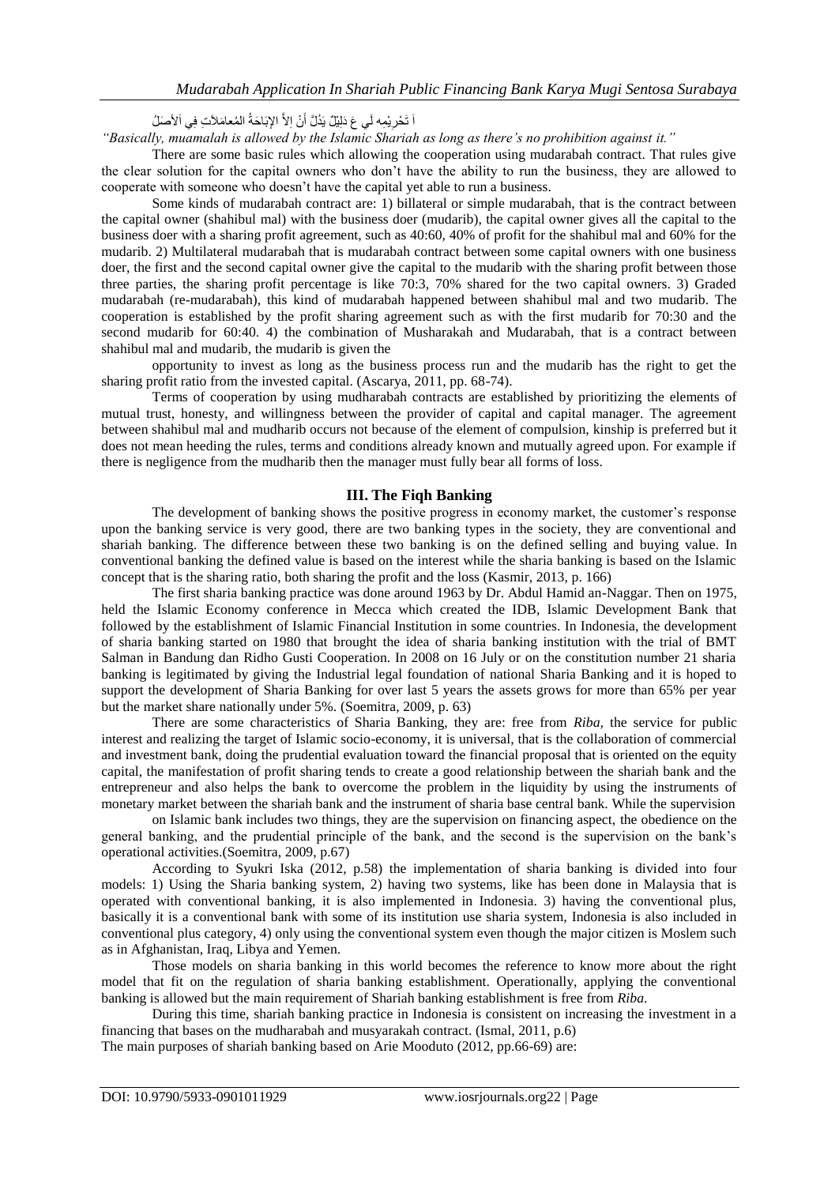اَ تَحْرِيْمِهِ لَي عَ دَلِيْلٌ يَدُلَّ أَنْ اِلاَّ الإِبَاحَةُ المُعامَلاَتِ فِي اَلأَصلُ

*"Basically, muamalah is allowed by the Islamic Shariah as long as there's no prohibition against it."*

There are some basic rules which allowing the cooperation using mudarabah contract. That rules give the clear solution for the capital owners who don't have the ability to run the business, they are allowed to cooperate with someone who doesn't have the capital yet able to run a business.

Some kinds of mudarabah contract are: 1) billateral or simple mudarabah, that is the contract between the capital owner (shahibul mal) with the business doer (mudarib), the capital owner gives all the capital to the business doer with a sharing profit agreement, such as 40:60, 40% of profit for the shahibul mal and 60% for the mudarib. 2) Multilateral mudarabah that is mudarabah contract between some capital owners with one business doer, the first and the second capital owner give the capital to the mudarib with the sharing profit between those three parties, the sharing profit percentage is like 70:3, 70% shared for the two capital owners. 3) Graded mudarabah (re-mudarabah), this kind of mudarabah happened between shahibul mal and two mudarib. The cooperation is established by the profit sharing agreement such as with the first mudarib for 70:30 and the second mudarib for 60:40. 4) the combination of Musharakah and Mudarabah, that is a contract between shahibul mal and mudarib, the mudarib is given the

opportunity to invest as long as the business process run and the mudarib has the right to get the sharing profit ratio from the invested capital. (Ascarya, 2011, pp. 68-74).

Terms of cooperation by using mudharabah contracts are established by prioritizing the elements of mutual trust, honesty, and willingness between the provider of capital and capital manager. The agreement between shahibul mal and mudharib occurs not because of the element of compulsion, kinship is preferred but it does not mean heeding the rules, terms and conditions already known and mutually agreed upon. For example if there is negligence from the mudharib then the manager must fully bear all forms of loss.

## III. The Fiqh Banking

The development of banking shows the positive progress in economy market, the customer's response upon the banking service is very good, there are two banking types in the society, they are conventional and shariah banking. The difference between these two banking is on the defined selling and buying value. In conventional banking the defined value is based on the interest while the sharia banking is based on the Islamic concept that is the sharing ratio, both sharing the profit and the loss (Kasmir, 2013, p. 166)

The first sharia banking practice was done around 1963 by Dr. Abdul Hamid an-Naggar. Then on 1975, held the Islamic Economy conference in Mecca which created the IDB, Islamic Development Bank that followed by the establishment of Islamic Financial Institution in some countries. In Indonesia, the development of sharia banking started on 1980 that brought the idea of sharia banking institution with the trial of BMT Salman in Bandung dan Ridho Gusti Cooperation. In 2008 on 16 July or on the constitution number 21 sharia banking is legitimated by giving the Industrial legal foundation of national Sharia Banking and it is hoped to support the development of Sharia Banking for over last 5 years the assets grows for more than 65% per year but the market share nationally under 5%. (Soemitra, 2009, p. 63)

There are some characteristics of Sharia Banking, they are: free from *Riba,* the service for public interest and realizing the target of Islamic socio-economy, it is universal, that is the collaboration of commercial and investment bank, doing the prudential evaluation toward the financial proposal that is oriented on the equity capital, the manifestation of profit sharing tends to create a good relationship between the shariah bank and the entrepreneur and also helps the bank to overcome the problem in the liquidity by using the instruments of monetary market between the shariah bank and the instrument of sharia base central bank. While the supervision

on Islamic bank includes two things, they are the supervision on financing aspect, the obedience on the general banking, and the prudential principle of the bank, and the second is the supervision on the bank's operational activities.(Soemitra, 2009, p.67)

According to Syukri Iska (2012, p.58) the implementation of sharia banking is divided into four models: 1) Using the Sharia banking system, 2) having two systems, like has been done in Malaysia that is operated with conventional banking, it is also implemented in Indonesia. 3) having the conventional plus, basically it is a conventional bank with some of its institution use sharia system, Indonesia is also included in conventional plus category, 4) only using the conventional system even though the major citizen is Moslem such as in Afghanistan, Iraq, Libya and Yemen.

Those models on sharia banking in this world becomes the reference to know more about the right model that fit on the regulation of sharia banking establishment. Operationally, applying the conventional banking is allowed but the main requirement of Shariah banking establishment is free from *Riba.*

During this time, shariah banking practice in Indonesia is consistent on increasing the investment in a financing that bases on the mudharabah and musyarakah contract. (Ismal, 2011, p.6)

The main purposes of shariah banking based on Arie Mooduto (2012, pp.66-69) are: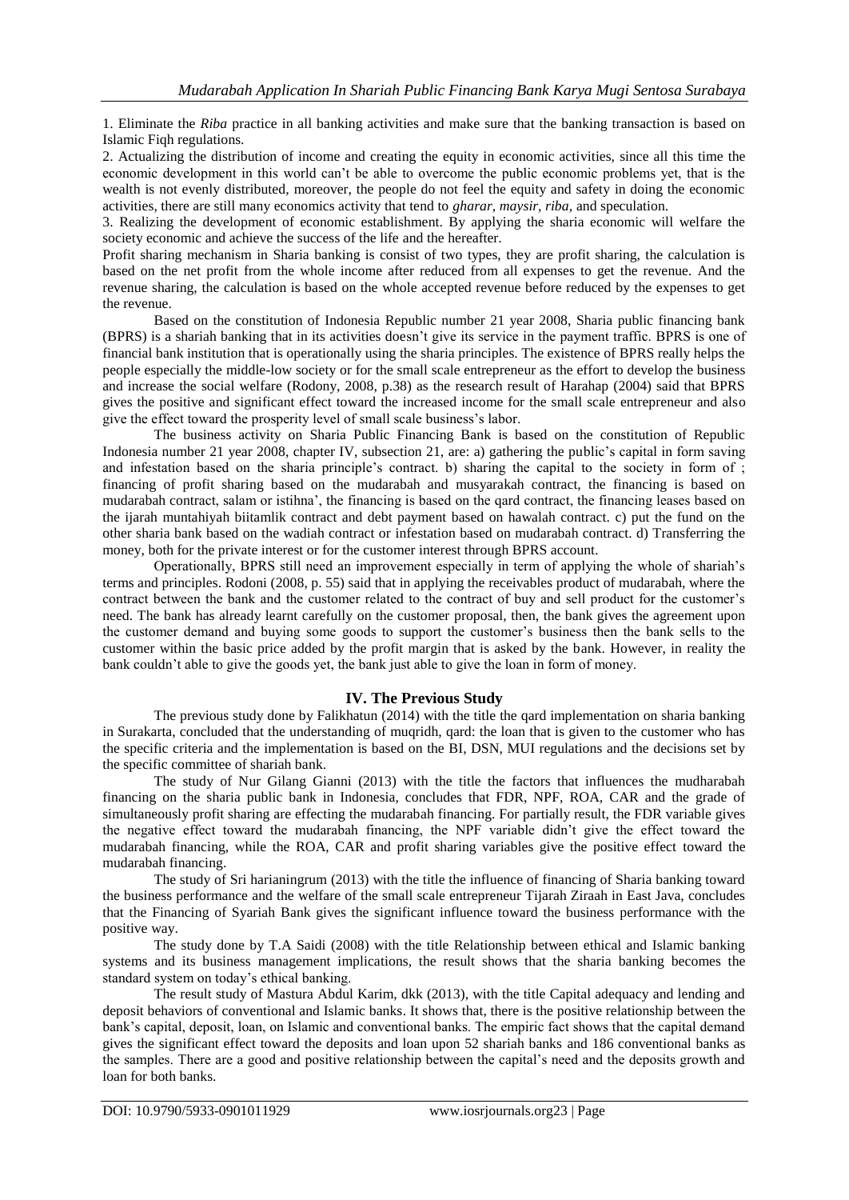1. Eliminate the *Riba* practice in all banking activities and make sure that the banking transaction is based on Islamic Fiqh regulations.
2. Actualizing the distribution of income and creating the equity in economic activities, since all this time the economic development in this world can't be able to overcome the public economic problems yet, that is the wealth is not evenly distributed, moreover, the people do not feel the equity and safety in doing the economic activities, there are still many economics activity that tend to *gharar, maysir, riba*, and speculation.
3. Realizing the development of economic establishment. By applying the sharia economic will welfare the society economic and achieve the success of the life and the hereafter.

Profit sharing mechanism in Sharia banking is consist of two types, they are profit sharing, the calculation is based on the net profit from the whole income after reduced from all expenses to get the revenue. And the revenue sharing, the calculation is based on the whole accepted revenue before reduced by the expenses to get the revenue.

Based on the constitution of Indonesia Republic number 21 year 2008, Sharia public financing bank (BPRS) is a shariah banking that in its activities doesn't give its service in the payment traffic. BPRS is one of financial bank institution that is operationally using the sharia principles. The existence of BPRS really helps the people especially the middle-low society or for the small scale entrepreneur as the effort to develop the business and increase the social welfare (Rodony, 2008, p.38) as the research result of Harahap (2004) said that BPRS gives the positive and significant effect toward the increased income for the small scale entrepreneur and also give the effect toward the prosperity level of small scale business's labor.

The business activity on Sharia Public Financing Bank is based on the constitution of Republic Indonesia number 21 year 2008, chapter IV, subsection 21, are: a) gathering the public's capital in form saving and infestation based on the sharia principle's contract. b) sharing the capital to the society in form of ; financing of profit sharing based on the mudarabah and musyarakah contract, the financing is based on mudarabah contract, salam or istihna', the financing is based on the qard contract, the financing leases based on the ijarah muntahiyah biitamlik contract and debt payment based on hawalah contract. c) put the fund on the other sharia bank based on the wadiah contract or infestation based on mudarabah contract. d) Transferring the money, both for the private interest or for the customer interest through BPRS account.

Operationally, BPRS still need an improvement especially in term of applying the whole of shariah's terms and principles. Rodoni (2008, p. 55) said that in applying the receivables product of mudarabah, where the contract between the bank and the customer related to the contract of buy and sell product for the customer's need. The bank has already learnt carefully on the customer proposal, then, the bank gives the agreement upon the customer demand and buying some goods to support the customer's business then the bank sells to the customer within the basic price added by the profit margin that is asked by the bank. However, in reality the bank couldn't able to give the goods yet, the bank just able to give the loan in form of money.

## IV. The Previous Study

The previous study done by Falikhatun (2014) with the title the qard implementation on sharia banking in Surakarta, concluded that the understanding of muqridh, qard: the loan that is given to the customer who has the specific criteria and the implementation is based on the BI, DSN, MUI regulations and the decisions set by the specific committee of shariah bank.

The study of Nur Gilang Gianni (2013) with the title the factors that influences the mudharabah financing on the sharia public bank in Indonesia, concludes that FDR, NPF, ROA, CAR and the grade of simultaneously profit sharing are effecting the mudarabah financing. For partially result, the FDR variable gives the negative effect toward the mudarabah financing, the NPF variable didn't give the effect toward the mudarabah financing, while the ROA, CAR and profit sharing variables give the positive effect toward the mudarabah financing.

The study of Sri harianingrum (2013) with the title the influence of financing of Sharia banking toward the business performance and the welfare of the small scale entrepreneur Tijarah Ziraah in East Java, concludes that the Financing of Syariah Bank gives the significant influence toward the business performance with the positive way.

The study done by T.A Saidi (2008) with the title Relationship between ethical and Islamic banking systems and its business management implications, the result shows that the sharia banking becomes the standard system on today's ethical banking.

The result study of Mastura Abdul Karim, dkk (2013), with the title Capital adequacy and lending and deposit behaviors of conventional and Islamic banks. It shows that, there is the positive relationship between the bank's capital, deposit, loan, on Islamic and conventional banks. The empiric fact shows that the capital demand gives the significant effect toward the deposits and loan upon 52 shariah banks and 186 conventional banks as the samples. There are a good and positive relationship between the capital's need and the deposits growth and loan for both banks.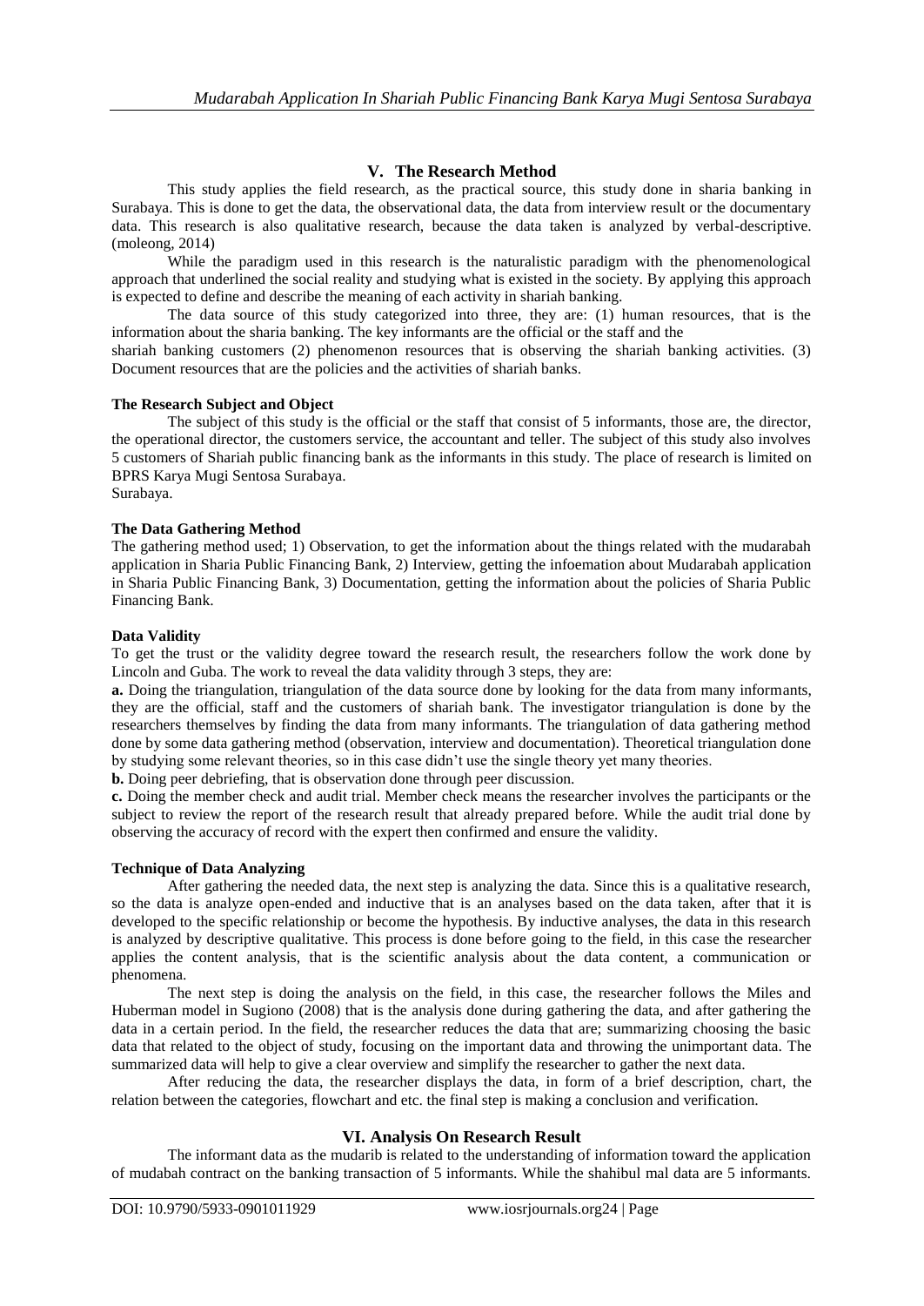## V. The Research Method

This study applies the field research, as the practical source, this study done in sharia banking in Surabaya. This is done to get the data, the observational data, the data from interview result or the documentary data. This research is also qualitative research, because the data taken is analyzed by verbal-descriptive. (moleong, 2014)

While the paradigm used in this research is the naturalistic paradigm with the phenomenological approach that underlined the social reality and studying what is existed in the society. By applying this approach is expected to define and describe the meaning of each activity in shariah banking.

The data source of this study categorized into three, they are: (1) human resources, that is the information about the sharia banking. The key informants are the official or the staff and the shariah banking customers (2) phenomenon resources that is observing the shariah banking activities. (3) Document resources that are the policies and the activities of shariah banks.

**The Research Subject and Object**

The subject of this study is the official or the staff that consist of 5 informants, those are, the director, the operational director, the customers service, the accountant and teller. The subject of this study also involves 5 customers of Shariah public financing bank as the informants in this study. The place of research is limited on BPRS Karya Mugi Sentosa Surabaya.
Surabaya.

**The Data Gathering Method**

The gathering method used; 1) Observation, to get the information about the things related with the mudarabah application in Sharia Public Financing Bank, 2) Interview, getting the infoemation about Mudarabah application in Sharia Public Financing Bank, 3) Documentation, getting the information about the policies of Sharia Public Financing Bank.

**Data Validity**

To get the trust or the validity degree toward the research result, the researchers follow the work done by Lincoln and Guba. The work to reveal the data validity through 3 steps, they are:

**a.** Doing the triangulation, triangulation of the data source done by looking for the data from many informants, they are the official, staff and the customers of shariah bank. The investigator triangulation is done by the researchers themselves by finding the data from many informants. The triangulation of data gathering method done by some data gathering method (observation, interview and documentation). Theoretical triangulation done by studying some relevant theories, so in this case didn't use the single theory yet many theories.

**b.** Doing peer debriefing, that is observation done through peer discussion.

**c.** Doing the member check and audit trial. Member check means the researcher involves the participants or the subject to review the report of the research result that already prepared before. While the audit trial done by observing the accuracy of record with the expert then confirmed and ensure the validity.

**Technique of Data Analyzing**

After gathering the needed data, the next step is analyzing the data. Since this is a qualitative research, so the data is analyze open-ended and inductive that is an analyses based on the data taken, after that it is developed to the specific relationship or become the hypothesis. By inductive analyses, the data in this research is analyzed by descriptive qualitative. This process is done before going to the field, in this case the researcher applies the content analysis, that is the scientific analysis about the data content, a communication or phenomena.

The next step is doing the analysis on the field, in this case, the researcher follows the Miles and Huberman model in Sugiono (2008) that is the analysis done during gathering the data, and after gathering the data in a certain period. In the field, the researcher reduces the data that are; summarizing choosing the basic data that related to the object of study, focusing on the important data and throwing the unimportant data. The summarized data will help to give a clear overview and simplify the researcher to gather the next data.

After reducing the data, the researcher displays the data, in form of a brief description, chart, the relation between the categories, flowchart and etc. the final step is making a conclusion and verification.

## VI. Analysis On Research Result

The informant data as the mudarib is related to the understanding of information toward the application of mudabah contract on the banking transaction of 5 informants. While the shahibul mal data are 5 informants.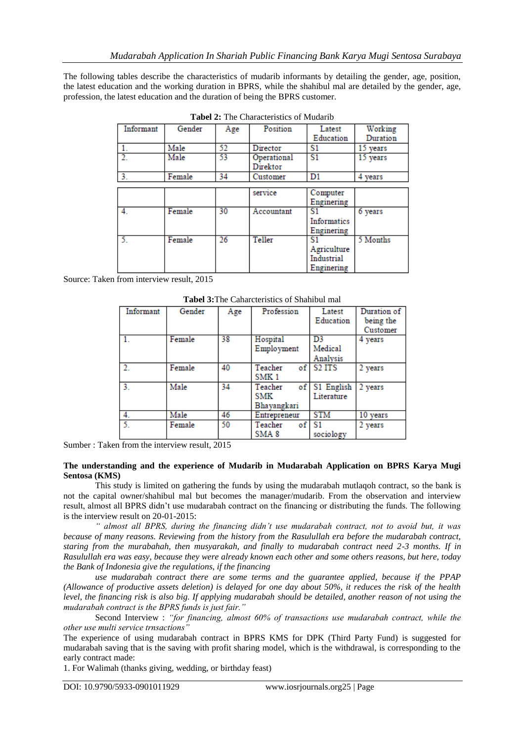The following tables describe the characteristics of mudarib informants by detailing the gender, age, position, the latest education and the working duration in BPRS, while the shahibul mal are detailed by the gender, age, profession, the latest education and the duration of being the BPRS customer.

**Tabel 2:** The Characteristics of Mudarib

| Informant | Gender | Age | Position | Latest Education | Working Duration |
|---|---|---|---|---|---|
| 1. | Male | 52 | Director | S1 | 15 years |
| 2. | Male | 53 | Operational Direktor | S1 | 15 years |
| 3. | Female | 34 | Customer service | D1 Computer Engineering | 4 years |
| 4. | Female | 30 | Accountant | S1 Informatics Engineering | 6 years |
| 5. | Female | 26 | Teller | S1 Agriculture Industrial Engineering | 5 Months |

Source: Taken from interview result, 2015

**Tabel 3:**The Caharcteristics of Shahibul mal

| Informant | Gender | Age | Profession | Latest Education | Duration of being the Customer |
|---|---|---|---|---|---|
| 1. | Female | 38 | Hospital Employment | D3 Medical Analysis | 4 years |
| 2. | Female | 40 | Teacher of SMK 1 | S2 ITS | 2 years |
| 3. | Male | 34 | Teacher of SMK Bhayangkari | S1 English Literature | 2 years |
| 4. | Male | 46 | Entrepreneur | STM | 10 years |
| 5. | Female | 50 | Teacher of SMA 8 | S1 sociology | 2 years |

Sumber : Taken from the interview result, 2015

**The understanding and the experience of Mudarib in Mudarabah Application on BPRS Karya Mugi Sentosa (KMS)**

This study is limited on gathering the funds by using the mudarabah mutlaqoh contract, so the bank is not the capital owner/shahibul mal but becomes the manager/mudarib. From the observation and interview result, almost all BPRS didn't use mudarabah contract on the financing or distributing the funds. The following is the interview result on 20-01-2015:

*" almost all BPRS, during the financing didn't use mudarabah contract, not to avoid but, it was because of many reasons. Reviewing from the history from the Rasulullah era before the mudarabah contract, staring from the murabahah, then musyarakah, and finally to mudarabah contract need 2-3 months. If in Rasulullah era was easy, because they were already known each other and some others reasons, but here, today the Bank of Indonesia give the regulations, if the financing use mudarabah contract there are some terms and the guarantee applied, because if the PPAP (Allowance of productive assets deletion) is delayed for one day about 50%, it reduces the risk of the health level, the financing risk is also big. If applying mudarabah should be detailed, another reason of not using the mudarabah contract is the BPRS funds is just fair."*

Second Interview : *"for financing, almost 60% of transactions use mudarabah contract, while the other use multi service trnsactions"*

The experience of using mudarabah contract in BPRS KMS for DPK (Third Party Fund) is suggested for mudarabah saving that is the saving with profit sharing model, which is the withdrawal, is corresponding to the early contract made:

1. For Walimah (thanks giving, wedding, or birthday feast)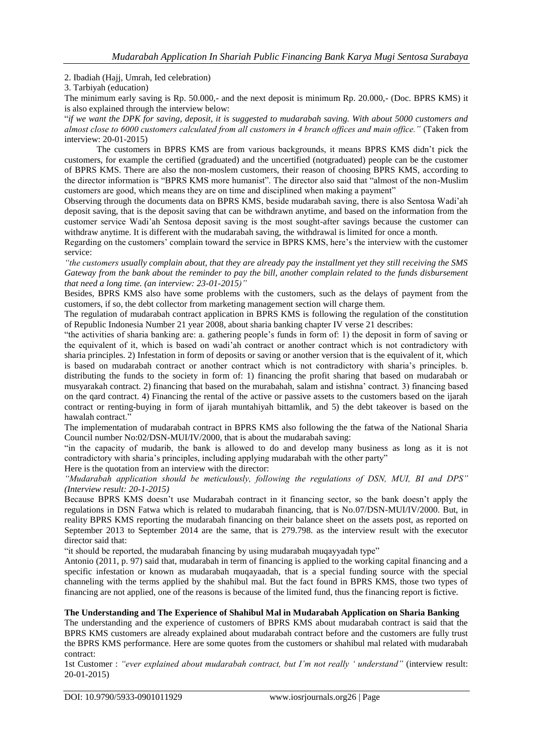2. Ibadiah (Hajj, Umrah, Ied celebration)

3. Tarbiyah (education)

The minimum early saving is Rp. 50.000,- and the next deposit is minimum Rp. 20.000,- (Doc. BPRS KMS) it is also explained through the interview below:

"*if we want the DPK for saving, deposit, it is suggested to mudarabah saving. With about 5000 customers and almost close to 6000 customers calculated from all customers in 4 branch offices and main office."* (Taken from interview: 20-01-2015)

The customers in BPRS KMS are from various backgrounds, it means BPRS KMS didn't pick the customers, for example the certified (graduated) and the uncertified (notgraduated) people can be the customer of BPRS KMS. There are also the non-moslem customers, their reason of choosing BPRS KMS, according to the director information is "BPRS KMS more humanist". The director also said that "almost of the non-Muslim customers are good, which means they are on time and disciplined when making a payment"

Observing through the documents data on BPRS KMS, beside mudarabah saving, there is also Sentosa Wadi'ah deposit saving, that is the deposit saving that can be withdrawn anytime, and based on the information from the customer service Wadi'ah Sentosa deposit saving is the most sought-after savings because the customer can withdraw anytime. It is different with the mudarabah saving, the withdrawal is limited for once a month.

Regarding on the customers' complain toward the service in BPRS KMS, here's the interview with the customer service:

*"the customers usually complain about, that they are already pay the installment yet they still receiving the SMS Gateway from the bank about the reminder to pay the bill, another complain related to the funds disbursement that need a long time. (an interview: 23-01-2015)"*

Besides, BPRS KMS also have some problems with the customers, such as the delays of payment from the customers, if so, the debt collector from marketing management section will charge them.

The regulation of mudarabah contract application in BPRS KMS is following the regulation of the constitution of Republic Indonesia Number 21 year 2008, about sharia banking chapter IV verse 21 describes:

"the activities of sharia banking are: a. gathering people's funds in form of: 1) the deposit in form of saving or the equivalent of it, which is based on wadi'ah contract or another contract which is not contradictory with sharia principles. 2) Infestation in form of deposits or saving or another version that is the equivalent of it, which is based on mudarabah contract or another contract which is not contradictory with sharia's principles. b. distributing the funds to the society in form of: 1) financing the profit sharing that based on mudarabah or musyarakah contract. 2) financing that based on the murabahah, salam and istishna' contract. 3) financing based on the qard contract. 4) Financing the rental of the active or passive assets to the customers based on the ijarah contract or renting-buying in form of ijarah muntahiyah bittamlik, and 5) the debt takeover is based on the hawalah contract."

The implementation of mudarabah contract in BPRS KMS also following the the fatwa of the National Sharia Council number No:02/DSN-MUI/IV/2000, that is about the mudarabah saving:

"in the capacity of mudarib, the bank is allowed to do and develop many business as long as it is not contradictory with sharia's principles, including applying mudarabah with the other party"

Here is the quotation from an interview with the director:

*"Mudarabah application should be meticulously, following the regulations of DSN, MUI, BI and DPS" (Interview result: 20-1-2015)*

Because BPRS KMS doesn't use Mudarabah contract in it financing sector, so the bank doesn't apply the regulations in DSN Fatwa which is related to mudarabah financing, that is No.07/DSN-MUI/IV/2000. But, in reality BPRS KMS reporting the mudarabah financing on their balance sheet on the assets post, as reported on September 2013 to September 2014 are the same, that is 279.798. as the interview result with the executor director said that:

"it should be reported, the mudarabah financing by using mudarabah muqayyadah type"

Antonio (2011, p. 97) said that, mudarabah in term of financing is applied to the working capital financing and a specific infestation or known as mudarabah muqayaadah, that is a special funding source with the special channeling with the terms applied by the shahibul mal. But the fact found in BPRS KMS, those two types of financing are not applied, one of the reasons is because of the limited fund, thus the financing report is fictive.

**The Understanding and The Experience of Shahibul Mal in Mudarabah Application on Sharia Banking**

The understanding and the experience of customers of BPRS KMS about mudarabah contract is said that the BPRS KMS customers are already explained about mudarabah contract before and the customers are fully trust the BPRS KMS performance. Here are some quotes from the customers or shahibul mal related with mudarabah contract:

1st Customer : *"ever explained about mudarabah contract, but I'm not really ' understand"* (interview result: 20-01-2015)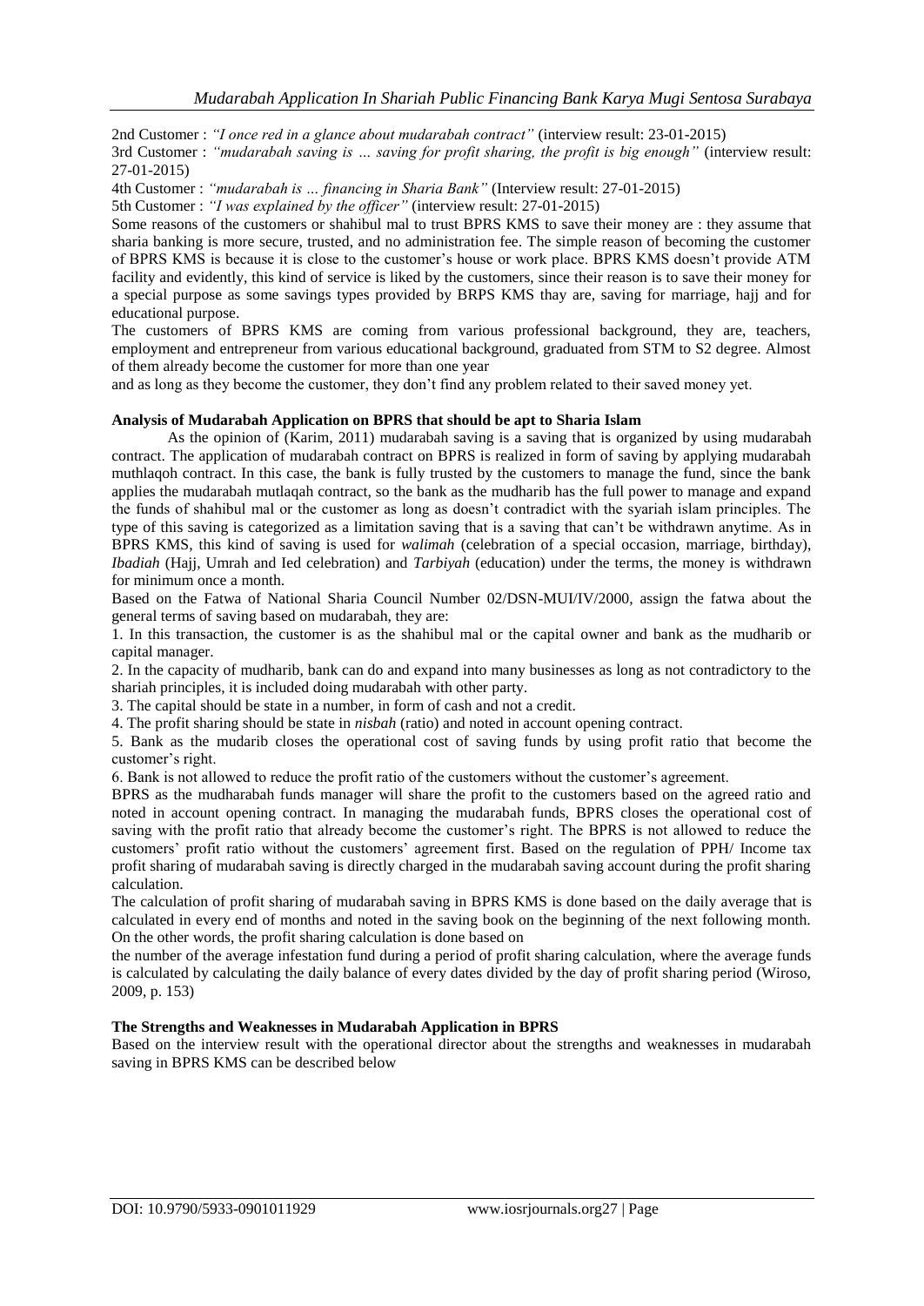2nd Customer : *"I once red in a glance about mudarabah contract"* (interview result: 23-01-2015)

3rd Customer : *"mudarabah saving is … saving for profit sharing, the profit is big enough"* (interview result: 27-01-2015)

4th Customer : *"mudarabah is … financing in Sharia Bank"* (Interview result: 27-01-2015)

5th Customer : *"I was explained by the officer"* (interview result: 27-01-2015)

Some reasons of the customers or shahibul mal to trust BPRS KMS to save their money are : they assume that sharia banking is more secure, trusted, and no administration fee. The simple reason of becoming the customer of BPRS KMS is because it is close to the customer's house or work place. BPRS KMS doesn't provide ATM facility and evidently, this kind of service is liked by the customers, since their reason is to save their money for a special purpose as some savings types provided by BRPS KMS thay are, saving for marriage, hajj and for educational purpose.

The customers of BPRS KMS are coming from various professional background, they are, teachers, employment and entrepreneur from various educational background, graduated from STM to S2 degree. Almost of them already become the customer for more than one year

and as long as they become the customer, they don't find any problem related to their saved money yet.

**Analysis of Mudarabah Application on BPRS that should be apt to Sharia Islam**

As the opinion of (Karim, 2011) mudarabah saving is a saving that is organized by using mudarabah contract. The application of mudarabah contract on BPRS is realized in form of saving by applying mudarabah muthlaqoh contract. In this case, the bank is fully trusted by the customers to manage the fund, since the bank applies the mudarabah mutlaqah contract, so the bank as the mudharib has the full power to manage and expand the funds of shahibul mal or the customer as long as doesn't contradict with the syariah islam principles. The type of this saving is categorized as a limitation saving that is a saving that can't be withdrawn anytime. As in BPRS KMS, this kind of saving is used for *walimah* (celebration of a special occasion, marriage, birthday), *Ibadiah* (Hajj, Umrah and Ied celebration) and *Tarbiyah* (education) under the terms, the money is withdrawn for minimum once a month.

Based on the Fatwa of National Sharia Council Number 02/DSN-MUI/IV/2000, assign the fatwa about the general terms of saving based on mudarabah, they are:

1. In this transaction, the customer is as the shahibul mal or the capital owner and bank as the mudharib or capital manager.
2. In the capacity of mudharib, bank can do and expand into many businesses as long as not contradictory to the shariah principles, it is included doing mudarabah with other party.
3. The capital should be state in a number, in form of cash and not a credit.
4. The profit sharing should be state in *nisbah* (ratio) and noted in account opening contract.
5. Bank as the mudarib closes the operational cost of saving funds by using profit ratio that become the customer's right.
6. Bank is not allowed to reduce the profit ratio of the customers without the customer's agreement.

BPRS as the mudharabah funds manager will share the profit to the customers based on the agreed ratio and noted in account opening contract. In managing the mudarabah funds, BPRS closes the operational cost of saving with the profit ratio that already become the customer's right. The BPRS is not allowed to reduce the customers' profit ratio without the customers' agreement first. Based on the regulation of PPH/ Income tax profit sharing of mudarabah saving is directly charged in the mudarabah saving account during the profit sharing calculation.

The calculation of profit sharing of mudarabah saving in BPRS KMS is done based on the daily average that is calculated in every end of months and noted in the saving book on the beginning of the next following month. On the other words, the profit sharing calculation is done based on

the number of the average infestation fund during a period of profit sharing calculation, where the average funds is calculated by calculating the daily balance of every dates divided by the day of profit sharing period (Wiroso, 2009, p. 153)

**The Strengths and Weaknesses in Mudarabah Application in BPRS**

Based on the interview result with the operational director about the strengths and weaknesses in mudarabah saving in BPRS KMS can be described below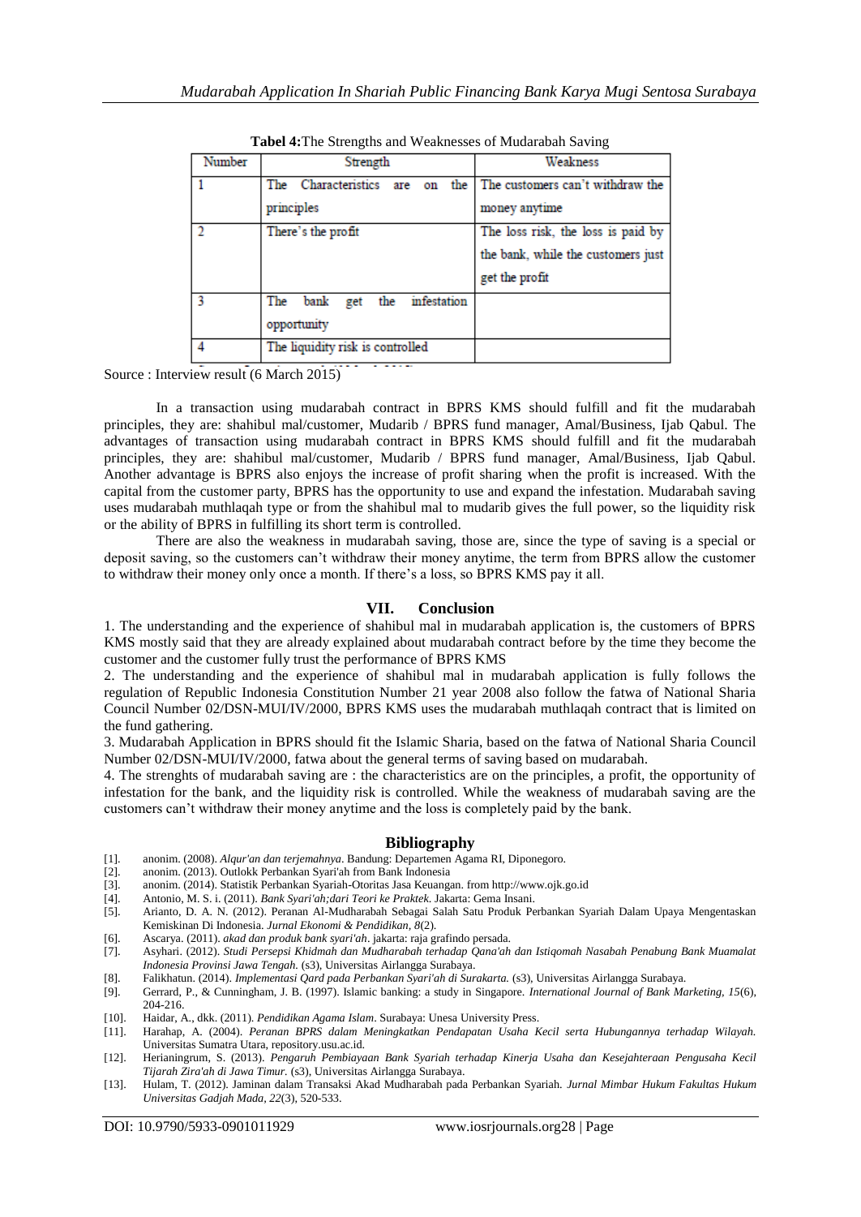**Tabel 4:**The Strengths and Weaknesses of Mudarabah Saving

| Number | Strength | Weakness |
|---|---|---|
| 1 | The Characteristics are on the principles | The customers can't withdraw the money anytime |
| 2 | There's the profit | The loss risk, the loss is paid by the bank, while the customers just get the profit |
| 3 | The bank get the infestation opportunity | |
| 4 | The liquidity risk is controlled | |

Source : Interview result (6 March 2015)

In a transaction using mudarabah contract in BPRS KMS should fulfill and fit the mudarabah principles, they are: shahibul mal/customer, Mudarib / BPRS fund manager, Amal/Business, Ijab Qabul. The advantages of transaction using mudarabah contract in BPRS KMS should fulfill and fit the mudarabah principles, they are: shahibul mal/customer, Mudarib / BPRS fund manager, Amal/Business, Ijab Qabul. Another advantage is BPRS also enjoys the increase of profit sharing when the profit is increased. With the capital from the customer party, BPRS has the opportunity to use and expand the infestation. Mudarabah saving uses mudarabah muthlaqah type or from the shahibul mal to mudarib gives the full power, so the liquidity risk or the ability of BPRS in fulfilling its short term is controlled.

There are also the weakness in mudarabah saving, those are, since the type of saving is a special or deposit saving, so the customers can't withdraw their money anytime, the term from BPRS allow the customer to withdraw their money only once a month. If there's a loss, so BPRS KMS pay it all.

## VII. Conclusion

1. The understanding and the experience of shahibul mal in mudarabah application is, the customers of BPRS KMS mostly said that they are already explained about mudarabah contract before by the time they become the customer and the customer fully trust the performance of BPRS KMS
2. The understanding and the experience of shahibul mal in mudarabah application is fully follows the regulation of Republic Indonesia Constitution Number 21 year 2008 also follow the fatwa of National Sharia Council Number 02/DSN-MUI/IV/2000, BPRS KMS uses the mudarabah muthlaqah contract that is limited on the fund gathering.
3. Mudarabah Application in BPRS should fit the Islamic Sharia, based on the fatwa of National Sharia Council Number 02/DSN-MUI/IV/2000, fatwa about the general terms of saving based on mudarabah.
4. The strenghts of mudarabah saving are : the characteristics are on the principles, a profit, the opportunity of infestation for the bank, and the liquidity risk is controlled. While the weakness of mudarabah saving are the customers can't withdraw their money anytime and the loss is completely paid by the bank.

## Bibliography

[1]. anonim. (2008). *Alqur'an dan terjemahnya*. Bandung: Departemen Agama RI, Diponegoro.
[2]. anonim. (2013). Outlokk Perbankan Syari'ah from Bank Indonesia
[3]. anonim. (2014). Statistik Perbankan Syariah-Otoritas Jasa Keuangan. from http://www.ojk.go.id
[4]. Antonio, M. S. i. (2011). *Bank Syari'ah;dari Teori ke Praktek*. Jakarta: Gema Insani.
[5]. Arianto, D. A. N. (2012). Peranan Al-Mudharabah Sebagai Salah Satu Produk Perbankan Syariah Dalam Upaya Mengentaskan Kemiskinan Di Indonesia. *Jurnal Ekonomi & Pendidikan, 8*(2).
[6]. Ascarya. (2011). *akad dan produk bank syari'ah*. jakarta: raja grafindo persada.
[7]. Asyhari. (2012). *Studi Persepsi Khidmah dan Mudharabah terhadap Qana'ah dan Istiqomah Nasabah Penabung Bank Muamalat Indonesia Provinsi Jawa Tengah.* (s3), Universitas Airlangga Surabaya.
[8]. Falikhatun. (2014). *Implementasi Qard pada Perbankan Syari'ah di Surakarta.* (s3), Universitas Airlangga Surabaya.
[9]. Gerrard, P., & Cunningham, J. B. (1997). Islamic banking: a study in Singapore. *International Journal of Bank Marketing, 15*(6), 204-216.
[10]. Haidar, A., dkk. (2011). *Pendidikan Agama Islam*. Surabaya: Unesa University Press.
[11]. Harahap, A. (2004). *Peranan BPRS dalam Meningkatkan Pendapatan Usaha Kecil serta Hubungannya terhadap Wilayah.* Universitas Sumatra Utara, repository.usu.ac.id.
[12]. Herianingrum, S. (2013). *Pengaruh Pembiayaan Bank Syariah terhadap Kinerja Usaha dan Kesejahteraan Pengusaha Kecil Tijarah Zira'ah di Jawa Timur.* (s3), Universitas Airlangga Surabaya.
[13]. Hulam, T. (2012). Jaminan dalam Transaksi Akad Mudharabah pada Perbankan Syariah. *Jurnal Mimbar Hukum Fakultas Hukum Universitas Gadjah Mada, 22*(3), 520-533.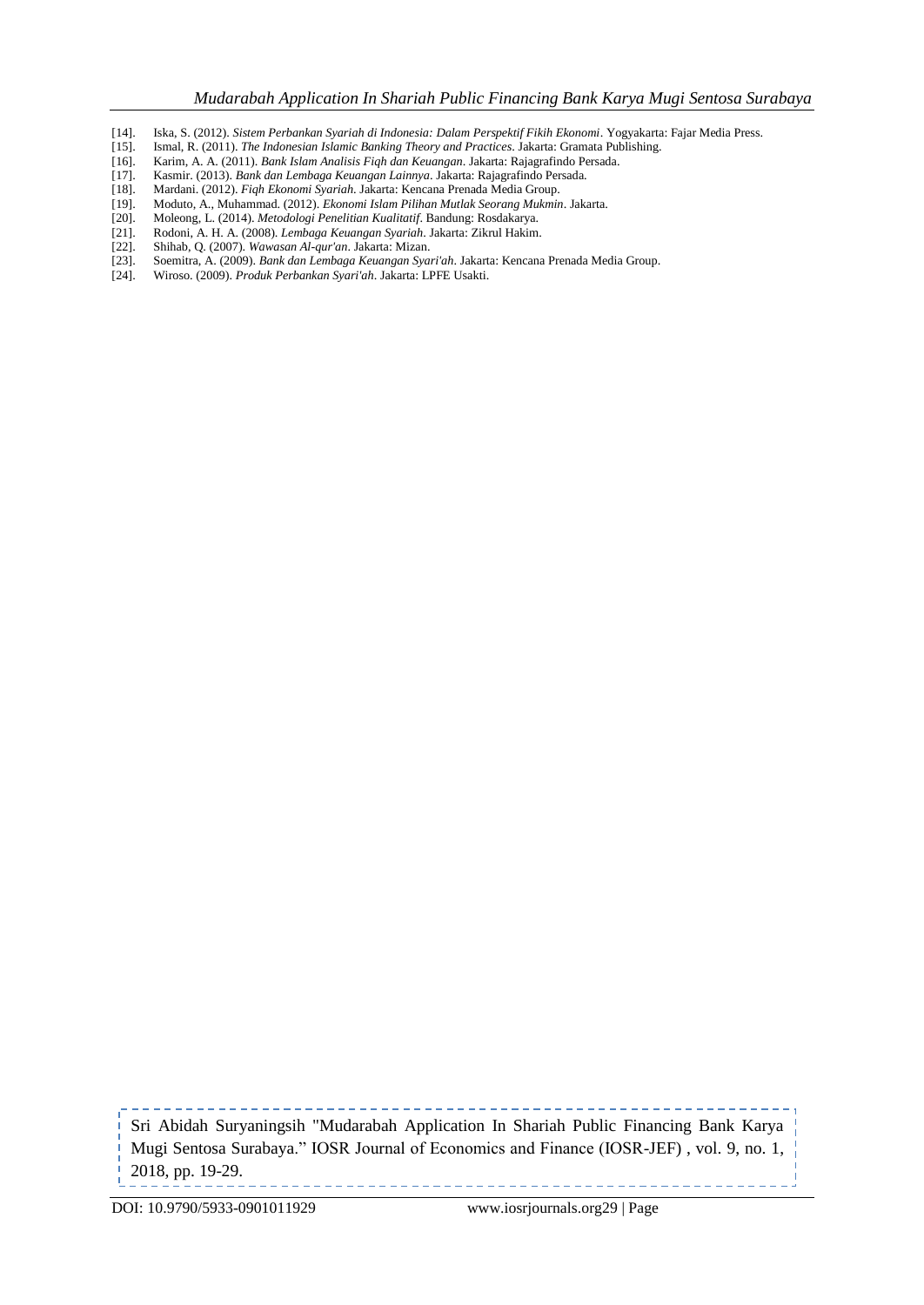[14]. Iska, S. (2012). *Sistem Perbankan Syariah di Indonesia: Dalam Perspektif Fikih Ekonomi*. Yogyakarta: Fajar Media Press.
[15]. Ismal, R. (2011). *The Indonesian Islamic Banking Theory and Practices*. Jakarta: Gramata Publishing.
[16]. Karim, A. A. (2011). *Bank Islam Analisis Fiqh dan Keuangan*. Jakarta: Rajagrafindo Persada.
[17]. Kasmir. (2013). *Bank dan Lembaga Keuangan Lainnya*. Jakarta: Rajagrafindo Persada.
[18]. Mardani. (2012). *Fiqh Ekonomi Syariah*. Jakarta: Kencana Prenada Media Group.
[19]. Moduto, A., Muhammad. (2012). *Ekonomi Islam Pilihan Mutlak Seorang Mukmin*. Jakarta.
[20]. Moleong, L. (2014). *Metodologi Penelitian Kualitatif*. Bandung: Rosdakarya.
[21]. Rodoni, A. H. A. (2008). *Lembaga Keuangan Syariah*. Jakarta: Zikrul Hakim.
[22]. Shihab, Q. (2007). *Wawasan Al-qur'an*. Jakarta: Mizan.
[23]. Soemitra, A. (2009). *Bank dan Lembaga Keuangan Syari'ah*. Jakarta: Kencana Prenada Media Group.
[24]. Wiroso. (2009). *Produk Perbankan Syari'ah*. Jakarta: LPFE Usakti.

Sri Abidah Suryaningsih "Mudarabah Application In Shariah Public Financing Bank Karya Mugi Sentosa Surabaya." IOSR Journal of Economics and Finance (IOSR-JEF) , vol. 9, no. 1, 2018, pp. 19-29.